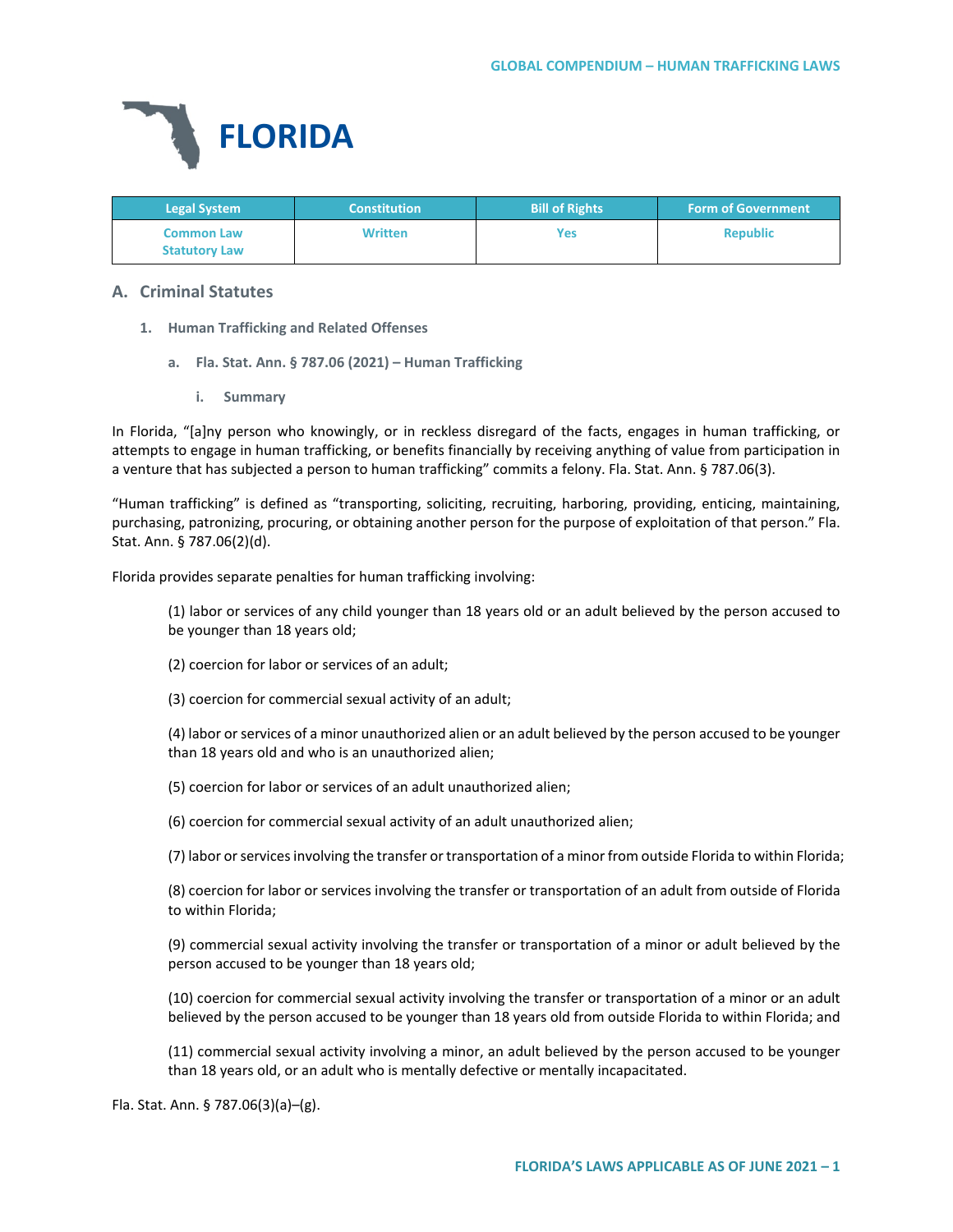# FLORIDA

| Legal System | Constitution | Bill of Rights | Form of Government |
|---|---|---|---|
| Common Law<br>Statutory Law | Written | Yes | Republic |

## A. Criminal Statutes

### 1. Human Trafficking and Related Offenses

#### a. Fla. Stat. Ann. § 787.06 (2021) – Human Trafficking

##### i. Summary

In Florida, "[a]ny person who knowingly, or in reckless disregard of the facts, engages in human trafficking, or attempts to engage in human trafficking, or benefits financially by receiving anything of value from participation in a venture that has subjected a person to human trafficking" commits a felony. Fla. Stat. Ann. § 787.06(3).

"Human trafficking" is defined as "transporting, soliciting, recruiting, harboring, providing, enticing, maintaining, purchasing, patronizing, procuring, or obtaining another person for the purpose of exploitation of that person." Fla. Stat. Ann. § 787.06(2)(d).

Florida provides separate penalties for human trafficking involving:

> (1) labor or services of any child younger than 18 years old or an adult believed by the person accused to be younger than 18 years old;
>
> (2) coercion for labor or services of an adult;
>
> (3) coercion for commercial sexual activity of an adult;
>
> (4) labor or services of a minor unauthorized alien or an adult believed by the person accused to be younger than 18 years old and who is an unauthorized alien;
>
> (5) coercion for labor or services of an adult unauthorized alien;
>
> (6) coercion for commercial sexual activity of an adult unauthorized alien;
>
> (7) labor or services involving the transfer or transportation of a minor from outside Florida to within Florida;
>
> (8) coercion for labor or services involving the transfer or transportation of an adult from outside of Florida to within Florida;
>
> (9) commercial sexual activity involving the transfer or transportation of a minor or adult believed by the person accused to be younger than 18 years old;
>
> (10) coercion for commercial sexual activity involving the transfer or transportation of a minor or an adult believed by the person accused to be younger than 18 years old from outside Florida to within Florida; and
>
> (11) commercial sexual activity involving a minor, an adult believed by the person accused to be younger than 18 years old, or an adult who is mentally defective or mentally incapacitated.

Fla. Stat. Ann. § 787.06(3)(a)–(g).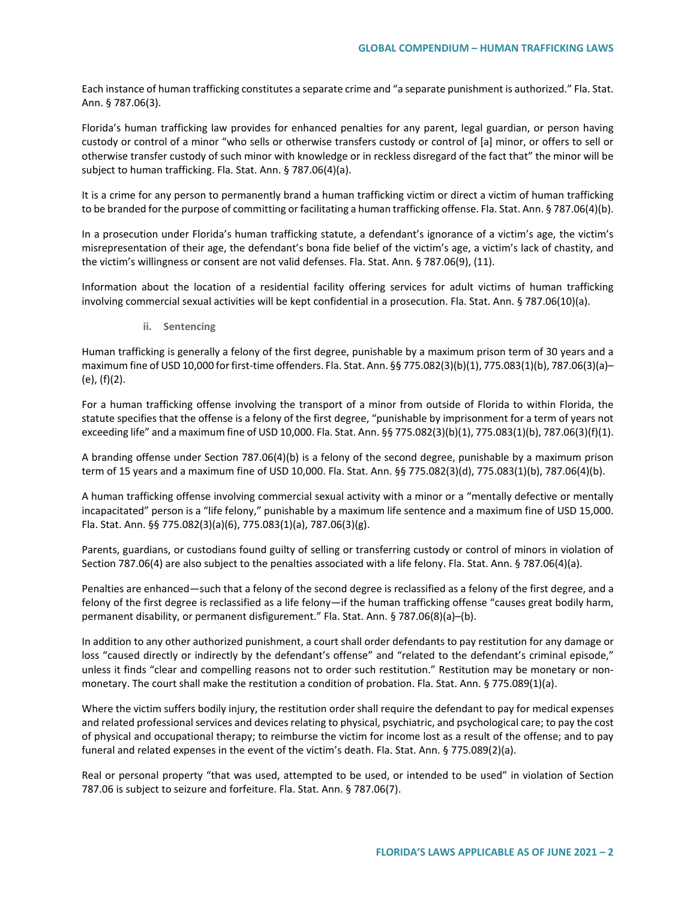Each instance of human trafficking constitutes a separate crime and "a separate punishment is authorized." Fla. Stat. Ann. § 787.06(3).

Florida's human trafficking law provides for enhanced penalties for any parent, legal guardian, or person having custody or control of a minor "who sells or otherwise transfers custody or control of [a] minor, or offers to sell or otherwise transfer custody of such minor with knowledge or in reckless disregard of the fact that" the minor will be subject to human trafficking. Fla. Stat. Ann. § 787.06(4)(a).

It is a crime for any person to permanently brand a human trafficking victim or direct a victim of human trafficking to be branded for the purpose of committing or facilitating a human trafficking offense. Fla. Stat. Ann. § 787.06(4)(b).

In a prosecution under Florida's human trafficking statute, a defendant's ignorance of a victim's age, the victim's misrepresentation of their age, the defendant's bona fide belief of the victim's age, a victim's lack of chastity, and the victim's willingness or consent are not valid defenses. Fla. Stat. Ann. § 787.06(9), (11).

Information about the location of a residential facility offering services for adult victims of human trafficking involving commercial sexual activities will be kept confidential in a prosecution. Fla. Stat. Ann. § 787.06(10)(a).

#### ii. Sentencing

Human trafficking is generally a felony of the first degree, punishable by a maximum prison term of 30 years and a maximum fine of USD 10,000 for first-time offenders. Fla. Stat. Ann. §§ 775.082(3)(b)(1), 775.083(1)(b), 787.06(3)(a)–(e), (f)(2).

For a human trafficking offense involving the transport of a minor from outside of Florida to within Florida, the statute specifies that the offense is a felony of the first degree, "punishable by imprisonment for a term of years not exceeding life" and a maximum fine of USD 10,000. Fla. Stat. Ann. §§ 775.082(3)(b)(1), 775.083(1)(b), 787.06(3)(f)(1).

A branding offense under Section 787.06(4)(b) is a felony of the second degree, punishable by a maximum prison term of 15 years and a maximum fine of USD 10,000. Fla. Stat. Ann. §§ 775.082(3)(d), 775.083(1)(b), 787.06(4)(b).

A human trafficking offense involving commercial sexual activity with a minor or a "mentally defective or mentally incapacitated" person is a "life felony," punishable by a maximum life sentence and a maximum fine of USD 15,000. Fla. Stat. Ann. §§ 775.082(3)(a)(6), 775.083(1)(a), 787.06(3)(g).

Parents, guardians, or custodians found guilty of selling or transferring custody or control of minors in violation of Section 787.06(4) are also subject to the penalties associated with a life felony. Fla. Stat. Ann. § 787.06(4)(a).

Penalties are enhanced—such that a felony of the second degree is reclassified as a felony of the first degree, and a felony of the first degree is reclassified as a life felony—if the human trafficking offense "causes great bodily harm, permanent disability, or permanent disfigurement." Fla. Stat. Ann. § 787.06(8)(a)–(b).

In addition to any other authorized punishment, a court shall order defendants to pay restitution for any damage or loss "caused directly or indirectly by the defendant's offense" and "related to the defendant's criminal episode," unless it finds "clear and compelling reasons not to order such restitution." Restitution may be monetary or non-monetary. The court shall make the restitution a condition of probation. Fla. Stat. Ann. § 775.089(1)(a).

Where the victim suffers bodily injury, the restitution order shall require the defendant to pay for medical expenses and related professional services and devices relating to physical, psychiatric, and psychological care; to pay the cost of physical and occupational therapy; to reimburse the victim for income lost as a result of the offense; and to pay funeral and related expenses in the event of the victim's death. Fla. Stat. Ann. § 775.089(2)(a).

Real or personal property "that was used, attempted to be used, or intended to be used" in violation of Section 787.06 is subject to seizure and forfeiture. Fla. Stat. Ann. § 787.06(7).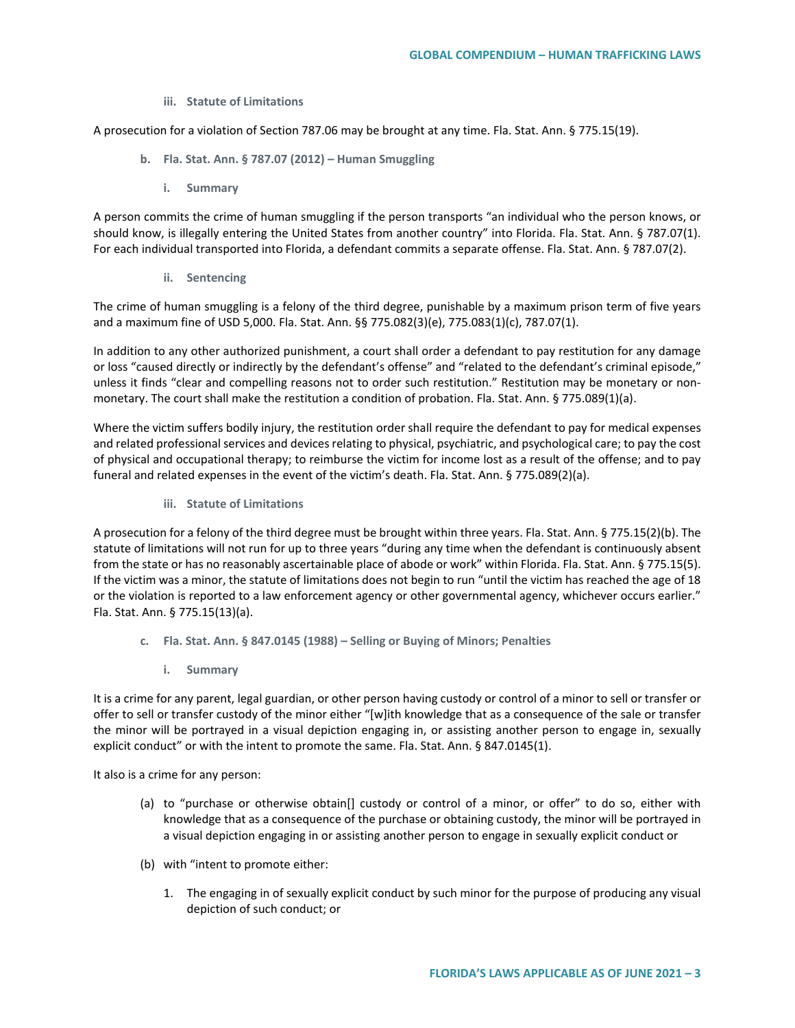#### iii. Statute of Limitations

A prosecution for a violation of Section 787.06 may be brought at any time. Fla. Stat. Ann. § 775.15(19).

### b. Fla. Stat. Ann. § 787.07 (2012) – Human Smuggling

#### i. Summary

A person commits the crime of human smuggling if the person transports "an individual who the person knows, or should know, is illegally entering the United States from another country" into Florida. Fla. Stat. Ann. § 787.07(1). For each individual transported into Florida, a defendant commits a separate offense. Fla. Stat. Ann. § 787.07(2).

#### ii. Sentencing

The crime of human smuggling is a felony of the third degree, punishable by a maximum prison term of five years and a maximum fine of USD 5,000. Fla. Stat. Ann. §§ 775.082(3)(e), 775.083(1)(c), 787.07(1).

In addition to any other authorized punishment, a court shall order a defendant to pay restitution for any damage or loss "caused directly or indirectly by the defendant's offense" and "related to the defendant's criminal episode," unless it finds "clear and compelling reasons not to order such restitution." Restitution may be monetary or non-monetary. The court shall make the restitution a condition of probation. Fla. Stat. Ann. § 775.089(1)(a).

Where the victim suffers bodily injury, the restitution order shall require the defendant to pay for medical expenses and related professional services and devices relating to physical, psychiatric, and psychological care; to pay the cost of physical and occupational therapy; to reimburse the victim for income lost as a result of the offense; and to pay funeral and related expenses in the event of the victim's death. Fla. Stat. Ann. § 775.089(2)(a).

#### iii. Statute of Limitations

A prosecution for a felony of the third degree must be brought within three years. Fla. Stat. Ann. § 775.15(2)(b). The statute of limitations will not run for up to three years "during any time when the defendant is continuously absent from the state or has no reasonably ascertainable place of abode or work" within Florida. Fla. Stat. Ann. § 775.15(5). If the victim was a minor, the statute of limitations does not begin to run "until the victim has reached the age of 18 or the violation is reported to a law enforcement agency or other governmental agency, whichever occurs earlier." Fla. Stat. Ann. § 775.15(13)(a).

### c. Fla. Stat. Ann. § 847.0145 (1988) – Selling or Buying of Minors; Penalties

#### i. Summary

It is a crime for any parent, legal guardian, or other person having custody or control of a minor to sell or transfer or offer to sell or transfer custody of the minor either "[w]ith knowledge that as a consequence of the sale or transfer the minor will be portrayed in a visual depiction engaging in, or assisting another person to engage in, sexually explicit conduct" or with the intent to promote the same. Fla. Stat. Ann. § 847.0145(1).

It also is a crime for any person:

(a) to "purchase or otherwise obtain[] custody or control of a minor, or offer" to do so, either with knowledge that as a consequence of the purchase or obtaining custody, the minor will be portrayed in a visual depiction engaging in or assisting another person to engage in sexually explicit conduct or

(b) with "intent to promote either:

1. The engaging in of sexually explicit conduct by such minor for the purpose of producing any visual depiction of such conduct; or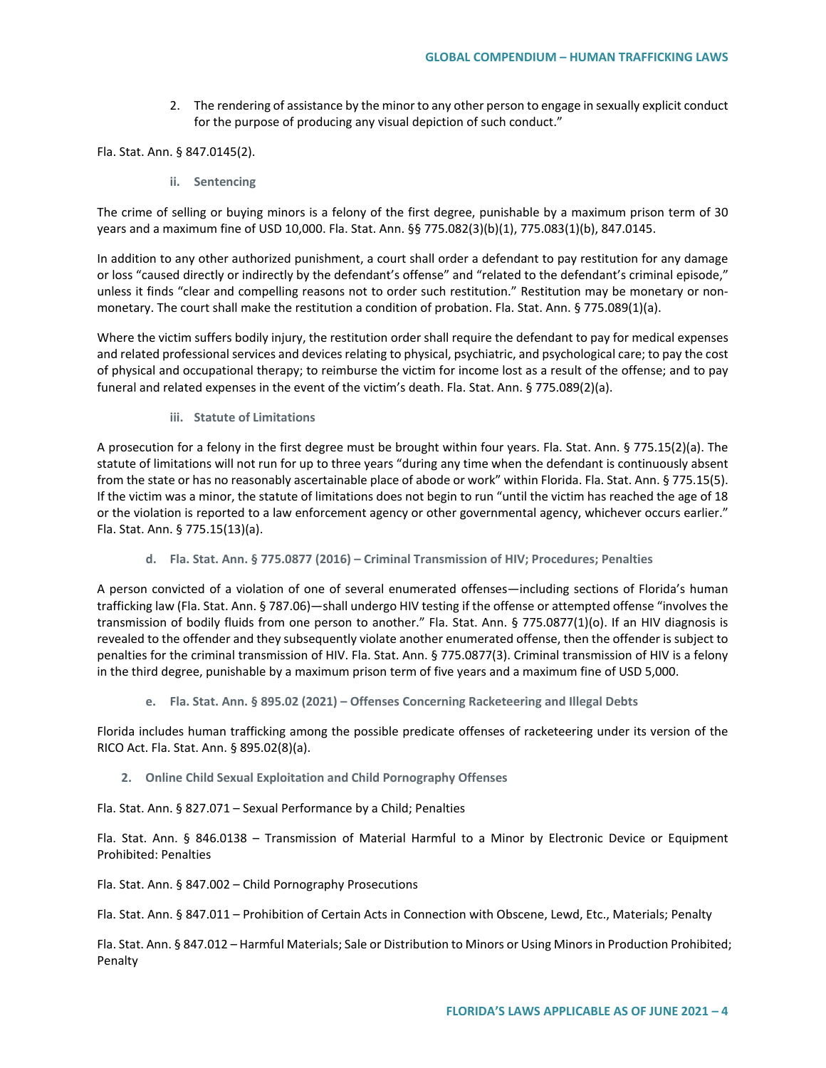2. The rendering of assistance by the minor to any other person to engage in sexually explicit conduct for the purpose of producing any visual depiction of such conduct."

Fla. Stat. Ann. § 847.0145(2).

#### ii. Sentencing

The crime of selling or buying minors is a felony of the first degree, punishable by a maximum prison term of 30 years and a maximum fine of USD 10,000. Fla. Stat. Ann. §§ 775.082(3)(b)(1), 775.083(1)(b), 847.0145.

In addition to any other authorized punishment, a court shall order a defendant to pay restitution for any damage or loss "caused directly or indirectly by the defendant's offense" and "related to the defendant's criminal episode," unless it finds "clear and compelling reasons not to order such restitution." Restitution may be monetary or non-monetary. The court shall make the restitution a condition of probation. Fla. Stat. Ann. § 775.089(1)(a).

Where the victim suffers bodily injury, the restitution order shall require the defendant to pay for medical expenses and related professional services and devices relating to physical, psychiatric, and psychological care; to pay the cost of physical and occupational therapy; to reimburse the victim for income lost as a result of the offense; and to pay funeral and related expenses in the event of the victim's death. Fla. Stat. Ann. § 775.089(2)(a).

#### iii. Statute of Limitations

A prosecution for a felony in the first degree must be brought within four years. Fla. Stat. Ann. § 775.15(2)(a). The statute of limitations will not run for up to three years "during any time when the defendant is continuously absent from the state or has no reasonably ascertainable place of abode or work" within Florida. Fla. Stat. Ann. § 775.15(5). If the victim was a minor, the statute of limitations does not begin to run "until the victim has reached the age of 18 or the violation is reported to a law enforcement agency or other governmental agency, whichever occurs earlier." Fla. Stat. Ann. § 775.15(13)(a).

### d. Fla. Stat. Ann. § 775.0877 (2016) – Criminal Transmission of HIV; Procedures; Penalties

A person convicted of a violation of one of several enumerated offenses—including sections of Florida's human trafficking law (Fla. Stat. Ann. § 787.06)—shall undergo HIV testing if the offense or attempted offense "involves the transmission of bodily fluids from one person to another." Fla. Stat. Ann. § 775.0877(1)(o). If an HIV diagnosis is revealed to the offender and they subsequently violate another enumerated offense, then the offender is subject to penalties for the criminal transmission of HIV. Fla. Stat. Ann. § 775.0877(3). Criminal transmission of HIV is a felony in the third degree, punishable by a maximum prison term of five years and a maximum fine of USD 5,000.

### e. Fla. Stat. Ann. § 895.02 (2021) – Offenses Concerning Racketeering and Illegal Debts

Florida includes human trafficking among the possible predicate offenses of racketeering under its version of the RICO Act. Fla. Stat. Ann. § 895.02(8)(a).

## 2. Online Child Sexual Exploitation and Child Pornography Offenses

Fla. Stat. Ann. § 827.071 – Sexual Performance by a Child; Penalties

Fla. Stat. Ann. § 846.0138 – Transmission of Material Harmful to a Minor by Electronic Device or Equipment Prohibited: Penalties

Fla. Stat. Ann. § 847.002 – Child Pornography Prosecutions

Fla. Stat. Ann. § 847.011 – Prohibition of Certain Acts in Connection with Obscene, Lewd, Etc., Materials; Penalty

Fla. Stat. Ann. § 847.012 – Harmful Materials; Sale or Distribution to Minors or Using Minors in Production Prohibited; Penalty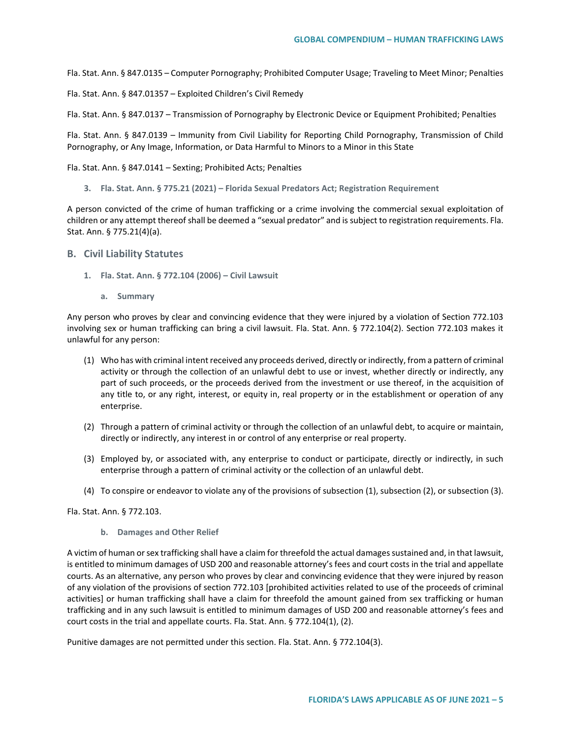Fla. Stat. Ann. § 847.0135 – Computer Pornography; Prohibited Computer Usage; Traveling to Meet Minor; Penalties

Fla. Stat. Ann. § 847.01357 – Exploited Children's Civil Remedy

Fla. Stat. Ann. § 847.0137 – Transmission of Pornography by Electronic Device or Equipment Prohibited; Penalties

Fla. Stat. Ann. § 847.0139 – Immunity from Civil Liability for Reporting Child Pornography, Transmission of Child Pornography, or Any Image, Information, or Data Harmful to Minors to a Minor in this State

Fla. Stat. Ann. § 847.0141 – Sexting; Prohibited Acts; Penalties

#### 3. Fla. Stat. Ann. § 775.21 (2021) – Florida Sexual Predators Act; Registration Requirement

A person convicted of the crime of human trafficking or a crime involving the commercial sexual exploitation of children or any attempt thereof shall be deemed a "sexual predator" and is subject to registration requirements. Fla. Stat. Ann. § 775.21(4)(a).

## B. Civil Liability Statutes

### 1. Fla. Stat. Ann. § 772.104 (2006) – Civil Lawsuit

#### a. Summary

Any person who proves by clear and convincing evidence that they were injured by a violation of Section 772.103 involving sex or human trafficking can bring a civil lawsuit. Fla. Stat. Ann. § 772.104(2). Section 772.103 makes it unlawful for any person:

(1) Who has with criminal intent received any proceeds derived, directly or indirectly, from a pattern of criminal activity or through the collection of an unlawful debt to use or invest, whether directly or indirectly, any part of such proceeds, or the proceeds derived from the investment or use thereof, in the acquisition of any title to, or any right, interest, or equity in, real property or in the establishment or operation of any enterprise.

(2) Through a pattern of criminal activity or through the collection of an unlawful debt, to acquire or maintain, directly or indirectly, any interest in or control of any enterprise or real property.

(3) Employed by, or associated with, any enterprise to conduct or participate, directly or indirectly, in such enterprise through a pattern of criminal activity or the collection of an unlawful debt.

(4) To conspire or endeavor to violate any of the provisions of subsection (1), subsection (2), or subsection (3).

Fla. Stat. Ann. § 772.103.

#### b. Damages and Other Relief

A victim of human or sex trafficking shall have a claim for threefold the actual damages sustained and, in that lawsuit, is entitled to minimum damages of USD 200 and reasonable attorney's fees and court costs in the trial and appellate courts. As an alternative, any person who proves by clear and convincing evidence that they were injured by reason of any violation of the provisions of section 772.103 [prohibited activities related to use of the proceeds of criminal activities] or human trafficking shall have a claim for threefold the amount gained from sex trafficking or human trafficking and in any such lawsuit is entitled to minimum damages of USD 200 and reasonable attorney's fees and court costs in the trial and appellate courts. Fla. Stat. Ann. § 772.104(1), (2).

Punitive damages are not permitted under this section. Fla. Stat. Ann. § 772.104(3).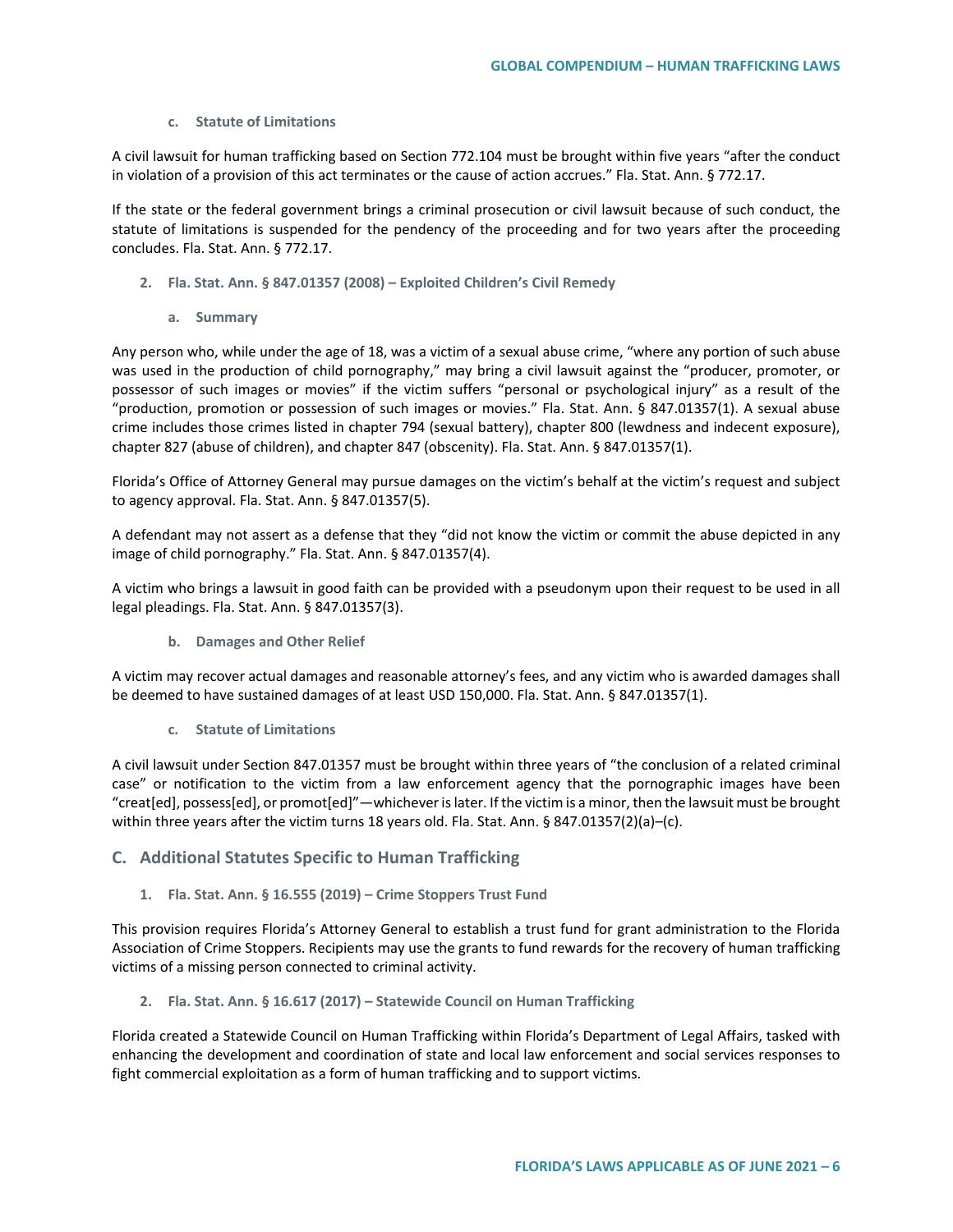#### c. Statute of Limitations

A civil lawsuit for human trafficking based on Section 772.104 must be brought within five years "after the conduct in violation of a provision of this act terminates or the cause of action accrues." Fla. Stat. Ann. § 772.17.

If the state or the federal government brings a criminal prosecution or civil lawsuit because of such conduct, the statute of limitations is suspended for the pendency of the proceeding and for two years after the proceeding concludes. Fla. Stat. Ann. § 772.17.

### 2. Fla. Stat. Ann. § 847.01357 (2008) – Exploited Children's Civil Remedy

#### a. Summary

Any person who, while under the age of 18, was a victim of a sexual abuse crime, "where any portion of such abuse was used in the production of child pornography," may bring a civil lawsuit against the "producer, promoter, or possessor of such images or movies" if the victim suffers "personal or psychological injury" as a result of the "production, promotion or possession of such images or movies." Fla. Stat. Ann. § 847.01357(1). A sexual abuse crime includes those crimes listed in chapter 794 (sexual battery), chapter 800 (lewdness and indecent exposure), chapter 827 (abuse of children), and chapter 847 (obscenity). Fla. Stat. Ann. § 847.01357(1).

Florida's Office of Attorney General may pursue damages on the victim's behalf at the victim's request and subject to agency approval. Fla. Stat. Ann. § 847.01357(5).

A defendant may not assert as a defense that they "did not know the victim or commit the abuse depicted in any image of child pornography." Fla. Stat. Ann. § 847.01357(4).

A victim who brings a lawsuit in good faith can be provided with a pseudonym upon their request to be used in all legal pleadings. Fla. Stat. Ann. § 847.01357(3).

#### b. Damages and Other Relief

A victim may recover actual damages and reasonable attorney's fees, and any victim who is awarded damages shall be deemed to have sustained damages of at least USD 150,000. Fla. Stat. Ann. § 847.01357(1).

#### c. Statute of Limitations

A civil lawsuit under Section 847.01357 must be brought within three years of "the conclusion of a related criminal case" or notification to the victim from a law enforcement agency that the pornographic images have been "creat[ed], possess[ed], or promot[ed]"—whichever is later. If the victim is a minor, then the lawsuit must be brought within three years after the victim turns 18 years old. Fla. Stat. Ann. § 847.01357(2)(a)–(c).

## C. Additional Statutes Specific to Human Trafficking

### 1. Fla. Stat. Ann. § 16.555 (2019) – Crime Stoppers Trust Fund

This provision requires Florida's Attorney General to establish a trust fund for grant administration to the Florida Association of Crime Stoppers. Recipients may use the grants to fund rewards for the recovery of human trafficking victims of a missing person connected to criminal activity.

### 2. Fla. Stat. Ann. § 16.617 (2017) – Statewide Council on Human Trafficking

Florida created a Statewide Council on Human Trafficking within Florida's Department of Legal Affairs, tasked with enhancing the development and coordination of state and local law enforcement and social services responses to fight commercial exploitation as a form of human trafficking and to support victims.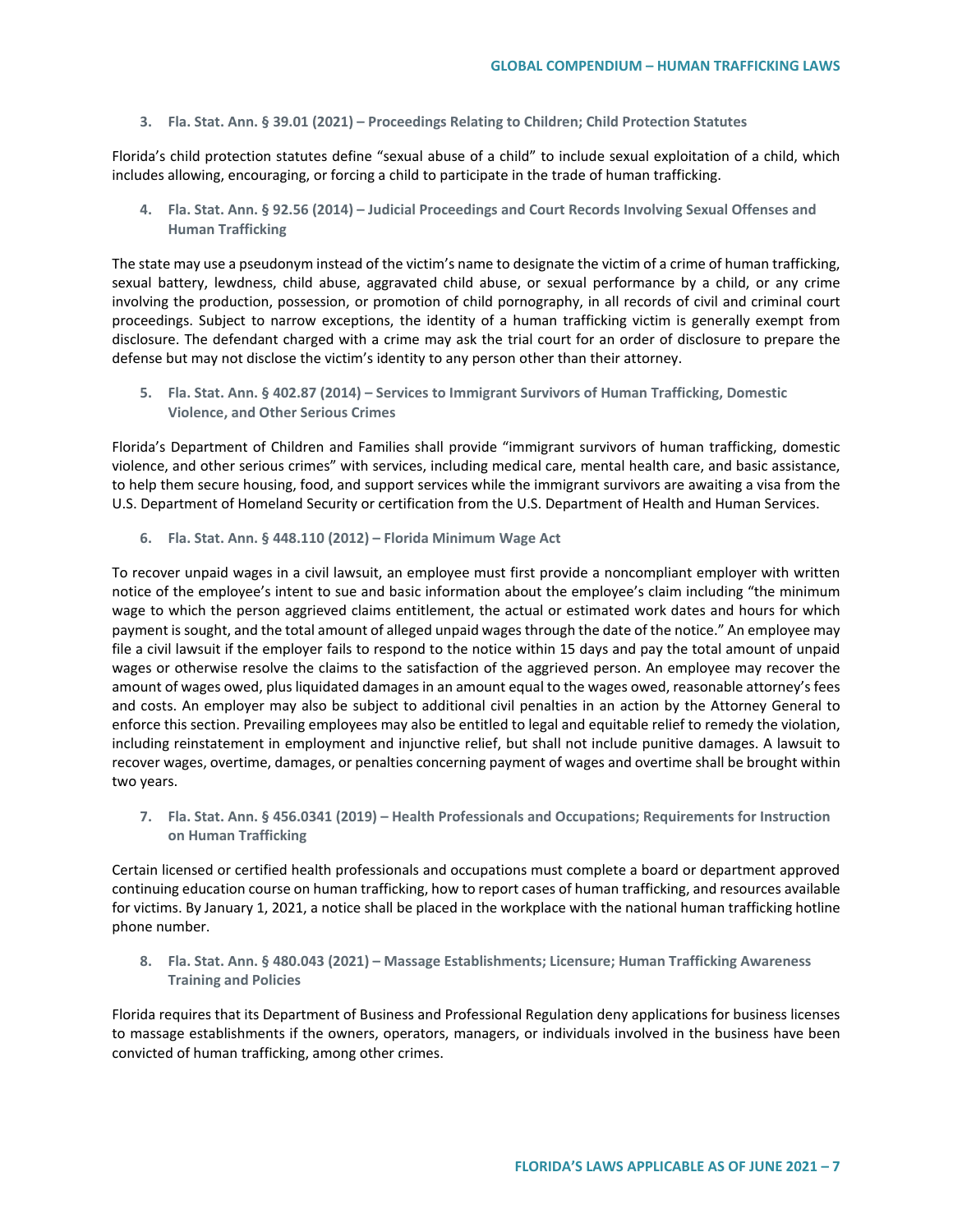### 3. Fla. Stat. Ann. § 39.01 (2021) – Proceedings Relating to Children; Child Protection Statutes

Florida's child protection statutes define "sexual abuse of a child" to include sexual exploitation of a child, which includes allowing, encouraging, or forcing a child to participate in the trade of human trafficking.

### 4. Fla. Stat. Ann. § 92.56 (2014) – Judicial Proceedings and Court Records Involving Sexual Offenses and Human Trafficking

The state may use a pseudonym instead of the victim's name to designate the victim of a crime of human trafficking, sexual battery, lewdness, child abuse, aggravated child abuse, or sexual performance by a child, or any crime involving the production, possession, or promotion of child pornography, in all records of civil and criminal court proceedings. Subject to narrow exceptions, the identity of a human trafficking victim is generally exempt from disclosure. The defendant charged with a crime may ask the trial court for an order of disclosure to prepare the defense but may not disclose the victim's identity to any person other than their attorney.

### 5. Fla. Stat. Ann. § 402.87 (2014) – Services to Immigrant Survivors of Human Trafficking, Domestic Violence, and Other Serious Crimes

Florida's Department of Children and Families shall provide "immigrant survivors of human trafficking, domestic violence, and other serious crimes" with services, including medical care, mental health care, and basic assistance, to help them secure housing, food, and support services while the immigrant survivors are awaiting a visa from the U.S. Department of Homeland Security or certification from the U.S. Department of Health and Human Services.

### 6. Fla. Stat. Ann. § 448.110 (2012) – Florida Minimum Wage Act

To recover unpaid wages in a civil lawsuit, an employee must first provide a noncompliant employer with written notice of the employee's intent to sue and basic information about the employee's claim including "the minimum wage to which the person aggrieved claims entitlement, the actual or estimated work dates and hours for which payment is sought, and the total amount of alleged unpaid wages through the date of the notice." An employee may file a civil lawsuit if the employer fails to respond to the notice within 15 days and pay the total amount of unpaid wages or otherwise resolve the claims to the satisfaction of the aggrieved person. An employee may recover the amount of wages owed, plus liquidated damages in an amount equal to the wages owed, reasonable attorney's fees and costs. An employer may also be subject to additional civil penalties in an action by the Attorney General to enforce this section. Prevailing employees may also be entitled to legal and equitable relief to remedy the violation, including reinstatement in employment and injunctive relief, but shall not include punitive damages. A lawsuit to recover wages, overtime, damages, or penalties concerning payment of wages and overtime shall be brought within two years.

### 7. Fla. Stat. Ann. § 456.0341 (2019) – Health Professionals and Occupations; Requirements for Instruction on Human Trafficking

Certain licensed or certified health professionals and occupations must complete a board or department approved continuing education course on human trafficking, how to report cases of human trafficking, and resources available for victims. By January 1, 2021, a notice shall be placed in the workplace with the national human trafficking hotline phone number.

### 8. Fla. Stat. Ann. § 480.043 (2021) – Massage Establishments; Licensure; Human Trafficking Awareness Training and Policies

Florida requires that its Department of Business and Professional Regulation deny applications for business licenses to massage establishments if the owners, operators, managers, or individuals involved in the business have been convicted of human trafficking, among other crimes.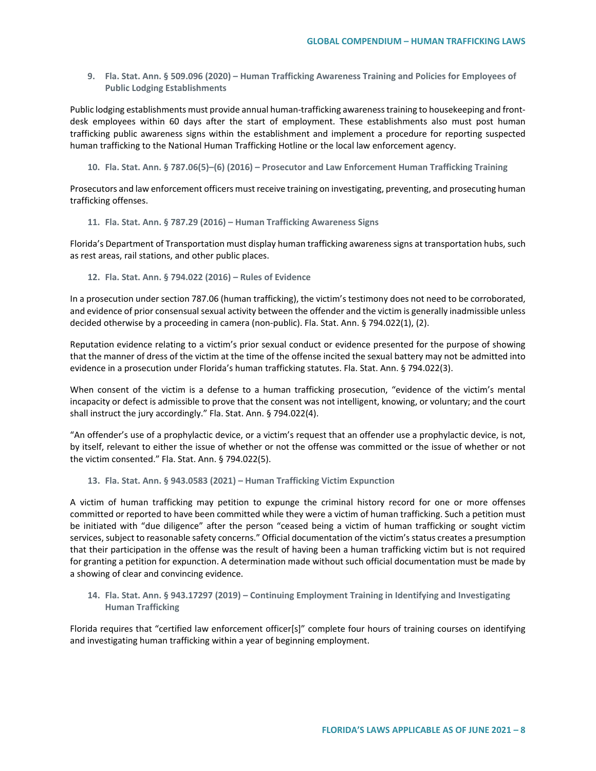**9. Fla. Stat. Ann. § 509.096 (2020) – Human Trafficking Awareness Training and Policies for Employees of Public Lodging Establishments**

Public lodging establishments must provide annual human-trafficking awareness training to housekeeping and front-desk employees within 60 days after the start of employment. These establishments also must post human trafficking public awareness signs within the establishment and implement a procedure for reporting suspected human trafficking to the National Human Trafficking Hotline or the local law enforcement agency.

**10. Fla. Stat. Ann. § 787.06(5)–(6) (2016) – Prosecutor and Law Enforcement Human Trafficking Training**

Prosecutors and law enforcement officers must receive training on investigating, preventing, and prosecuting human trafficking offenses.

**11. Fla. Stat. Ann. § 787.29 (2016) – Human Trafficking Awareness Signs**

Florida's Department of Transportation must display human trafficking awareness signs at transportation hubs, such as rest areas, rail stations, and other public places.

**12. Fla. Stat. Ann. § 794.022 (2016) – Rules of Evidence**

In a prosecution under section 787.06 (human trafficking), the victim's testimony does not need to be corroborated, and evidence of prior consensual sexual activity between the offender and the victim is generally inadmissible unless decided otherwise by a proceeding in camera (non-public). Fla. Stat. Ann. § 794.022(1), (2).

Reputation evidence relating to a victim's prior sexual conduct or evidence presented for the purpose of showing that the manner of dress of the victim at the time of the offense incited the sexual battery may not be admitted into evidence in a prosecution under Florida's human trafficking statutes. Fla. Stat. Ann. § 794.022(3).

When consent of the victim is a defense to a human trafficking prosecution, "evidence of the victim's mental incapacity or defect is admissible to prove that the consent was not intelligent, knowing, or voluntary; and the court shall instruct the jury accordingly." Fla. Stat. Ann. § 794.022(4).

"An offender's use of a prophylactic device, or a victim's request that an offender use a prophylactic device, is not, by itself, relevant to either the issue of whether or not the offense was committed or the issue of whether or not the victim consented." Fla. Stat. Ann. § 794.022(5).

**13. Fla. Stat. Ann. § 943.0583 (2021) – Human Trafficking Victim Expunction**

A victim of human trafficking may petition to expunge the criminal history record for one or more offenses committed or reported to have been committed while they were a victim of human trafficking. Such a petition must be initiated with "due diligence" after the person "ceased being a victim of human trafficking or sought victim services, subject to reasonable safety concerns." Official documentation of the victim's status creates a presumption that their participation in the offense was the result of having been a human trafficking victim but is not required for granting a petition for expunction. A determination made without such official documentation must be made by a showing of clear and convincing evidence.

**14. Fla. Stat. Ann. § 943.17297 (2019) – Continuing Employment Training in Identifying and Investigating Human Trafficking**

Florida requires that "certified law enforcement officer[s]" complete four hours of training courses on identifying and investigating human trafficking within a year of beginning employment.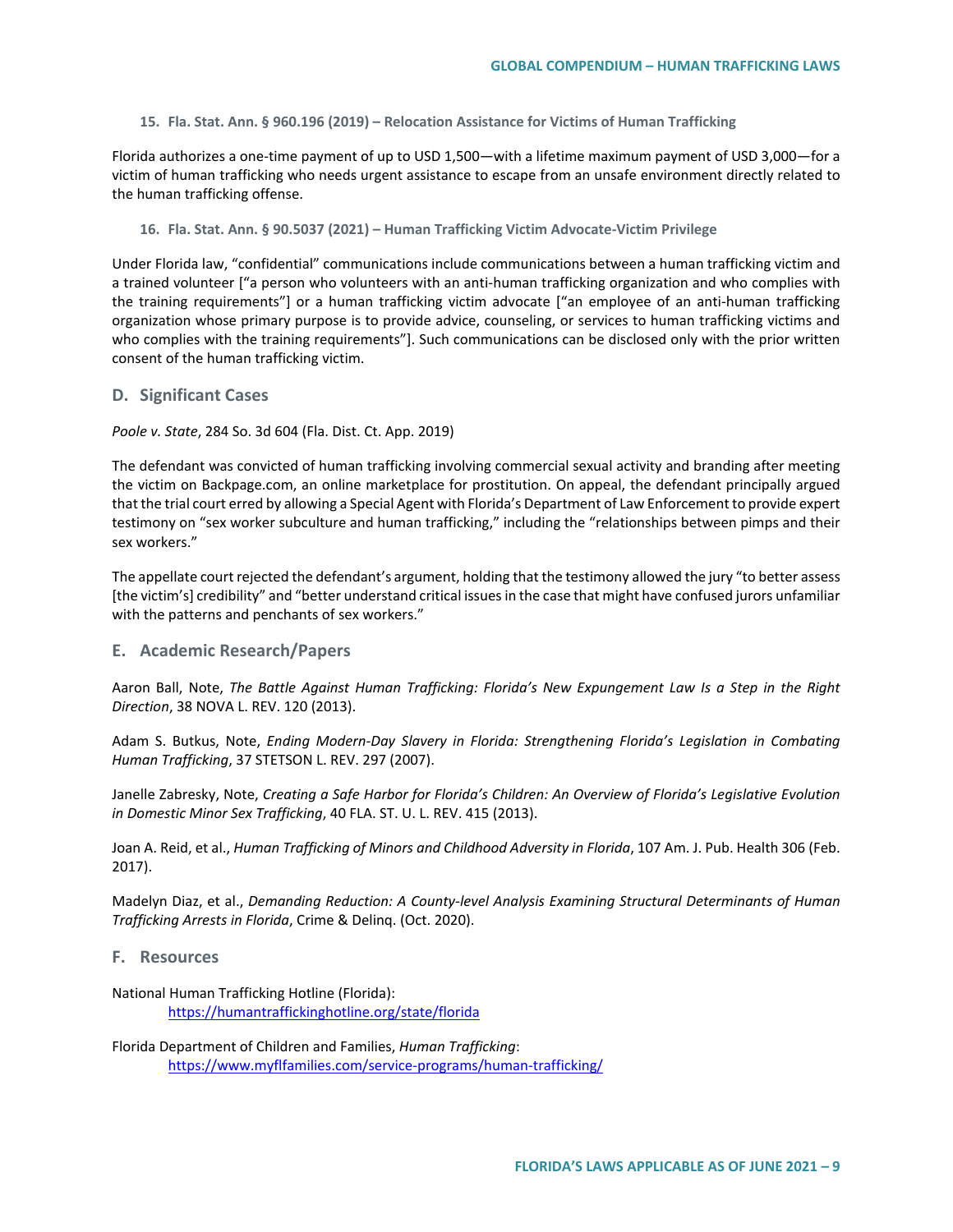### 15. Fla. Stat. Ann. § 960.196 (2019) – Relocation Assistance for Victims of Human Trafficking

Florida authorizes a one-time payment of up to USD 1,500—with a lifetime maximum payment of USD 3,000—for a victim of human trafficking who needs urgent assistance to escape from an unsafe environment directly related to the human trafficking offense.

### 16. Fla. Stat. Ann. § 90.5037 (2021) – Human Trafficking Victim Advocate-Victim Privilege

Under Florida law, "confidential" communications include communications between a human trafficking victim and a trained volunteer ["a person who volunteers with an anti-human trafficking organization and who complies with the training requirements"] or a human trafficking victim advocate ["an employee of an anti-human trafficking organization whose primary purpose is to provide advice, counseling, or services to human trafficking victims and who complies with the training requirements"]. Such communications can be disclosed only with the prior written consent of the human trafficking victim.

## D. Significant Cases

*Poole v. State*, 284 So. 3d 604 (Fla. Dist. Ct. App. 2019)

The defendant was convicted of human trafficking involving commercial sexual activity and branding after meeting the victim on Backpage.com, an online marketplace for prostitution. On appeal, the defendant principally argued that the trial court erred by allowing a Special Agent with Florida's Department of Law Enforcement to provide expert testimony on "sex worker subculture and human trafficking," including the "relationships between pimps and their sex workers."

The appellate court rejected the defendant's argument, holding that the testimony allowed the jury "to better assess [the victim's] credibility" and "better understand critical issues in the case that might have confused jurors unfamiliar with the patterns and penchants of sex workers."

## E. Academic Research/Papers

Aaron Ball, Note, *The Battle Against Human Trafficking: Florida's New Expungement Law Is a Step in the Right Direction*, 38 NOVA L. REV. 120 (2013).

Adam S. Butkus, Note, *Ending Modern-Day Slavery in Florida: Strengthening Florida's Legislation in Combating Human Trafficking*, 37 STETSON L. REV. 297 (2007).

Janelle Zabresky, Note, *Creating a Safe Harbor for Florida's Children: An Overview of Florida's Legislative Evolution in Domestic Minor Sex Trafficking*, 40 FLA. ST. U. L. REV. 415 (2013).

Joan A. Reid, et al., *Human Trafficking of Minors and Childhood Adversity in Florida*, 107 Am. J. Pub. Health 306 (Feb. 2017).

Madelyn Diaz, et al., *Demanding Reduction: A County-level Analysis Examining Structural Determinants of Human Trafficking Arrests in Florida*, Crime & Delinq. (Oct. 2020).

## F. Resources

National Human Trafficking Hotline (Florida):
https://humantraffickinghotline.org/state/florida

Florida Department of Children and Families, *Human Trafficking*:
https://www.myflfamilies.com/service-programs/human-trafficking/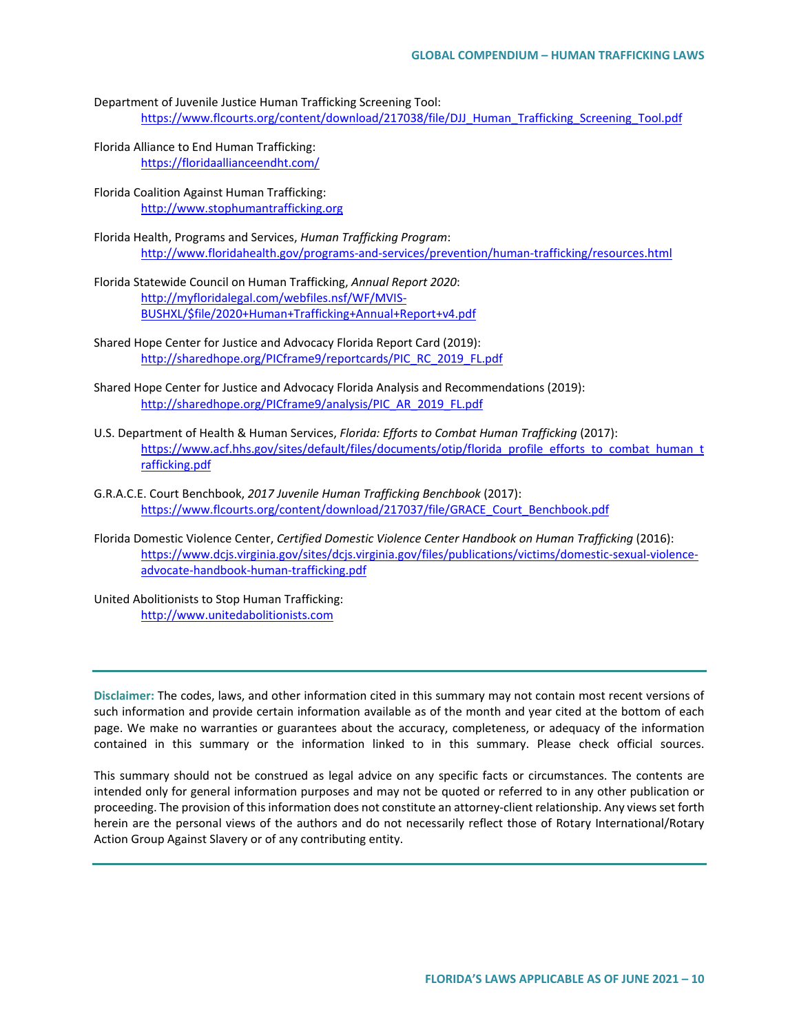Department of Juvenile Justice Human Trafficking Screening Tool:
https://www.flcourts.org/content/download/217038/file/DJJ_Human_Trafficking_Screening_Tool.pdf

Florida Alliance to End Human Trafficking:
https://floridaallianceendht.com/

Florida Coalition Against Human Trafficking:
http://www.stophumantrafficking.org

Florida Health, Programs and Services, *Human Trafficking Program*:
http://www.floridahealth.gov/programs-and-services/prevention/human-trafficking/resources.html

Florida Statewide Council on Human Trafficking, *Annual Report 2020*:
http://myfloridalegal.com/webfiles.nsf/WF/MVIS-BUSHXL/$file/2020+Human+Trafficking+Annual+Report+v4.pdf

Shared Hope Center for Justice and Advocacy Florida Report Card (2019):
http://sharedhope.org/PICframe9/reportcards/PIC_RC_2019_FL.pdf

Shared Hope Center for Justice and Advocacy Florida Analysis and Recommendations (2019):
http://sharedhope.org/PICframe9/analysis/PIC_AR_2019_FL.pdf

U.S. Department of Health & Human Services, *Florida: Efforts to Combat Human Trafficking* (2017):
https://www.acf.hhs.gov/sites/default/files/documents/otip/florida_profile_efforts_to_combat_human_trafficking.pdf

G.R.A.C.E. Court Benchbook, *2017 Juvenile Human Trafficking Benchbook* (2017):
https://www.flcourts.org/content/download/217037/file/GRACE_Court_Benchbook.pdf

Florida Domestic Violence Center, *Certified Domestic Violence Center Handbook on Human Trafficking* (2016):
https://www.dcjs.virginia.gov/sites/dcjs.virginia.gov/files/publications/victims/domestic-sexual-violence-advocate-handbook-human-trafficking.pdf

United Abolitionists to Stop Human Trafficking:
http://www.unitedabolitionists.com

---

**Disclaimer:** The codes, laws, and other information cited in this summary may not contain most recent versions of such information and provide certain information available as of the month and year cited at the bottom of each page. We make no warranties or guarantees about the accuracy, completeness, or adequacy of the information contained in this summary or the information linked to in this summary. Please check official sources.

This summary should not be construed as legal advice on any specific facts or circumstances. The contents are intended only for general information purposes and may not be quoted or referred to in any other publication or proceeding. The provision of this information does not constitute an attorney-client relationship. Any views set forth herein are the personal views of the authors and do not necessarily reflect those of Rotary International/Rotary Action Group Against Slavery or of any contributing entity.

---